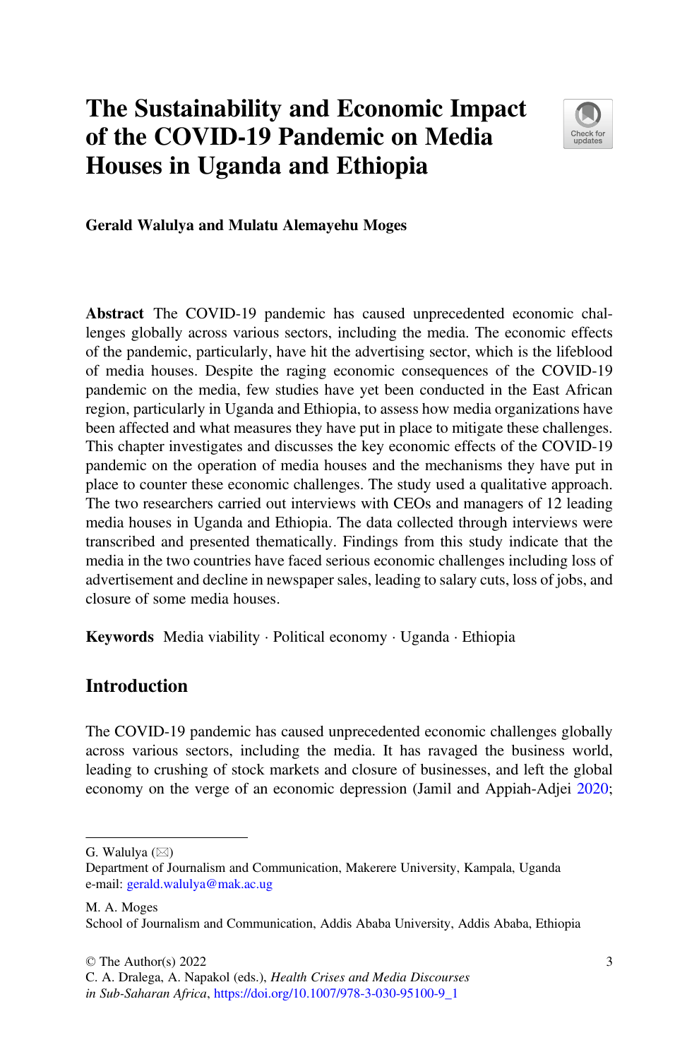# The Sustainability and Economic Impact of the COVID-19 Pandemic on Media Houses in Uganda and Ethiopia

**Gerald Walulya and Mulatu Alemayehu Moges**

**Abstract** The COVID-19 pandemic has caused unprecedented economic challenges globally across various sectors, including the media. The economic effects of the pandemic, particularly, have hit the advertising sector, which is the lifeblood of media houses. Despite the raging economic consequences of the COVID-19 pandemic on the media, few studies have yet been conducted in the East African region, particularly in Uganda and Ethiopia, to assess how media organizations have been affected and what measures they have put in place to mitigate these challenges. This chapter investigates and discusses the key economic effects of the COVID-19 pandemic on the operation of media houses and the mechanisms they have put in place to counter these economic challenges. The study used a qualitative approach. The two researchers carried out interviews with CEOs and managers of 12 leading media houses in Uganda and Ethiopia. The data collected through interviews were transcribed and presented thematically. Findings from this study indicate that the media in the two countries have faced serious economic challenges including loss of advertisement and decline in newspaper sales, leading to salary cuts, loss of jobs, and closure of some media houses.

**Keywords** Media viability · Political economy · Uganda · Ethiopia

## Introduction

The COVID-19 pandemic has caused unprecedented economic challenges globally across various sectors, including the media. It has ravaged the business world, leading to crushing of stock markets and closure of businesses, and left the global economy on the verge of an economic depression (Jamil and Appiah-Adjei 2020;

---

G. Walulya (✉)
Department of Journalism and Communication, Makerere University, Kampala, Uganda
e-mail: gerald.walulya@mak.ac.ug

M. A. Moges
School of Journalism and Communication, Addis Ababa University, Addis Ababa, Ethiopia

© The Author(s) 2022
C. A. Dralega, A. Napakol (eds.), *Health Crises and Media Discourses in Sub-Saharan Africa*, https://doi.org/10.1007/978-3-030-95100-9_1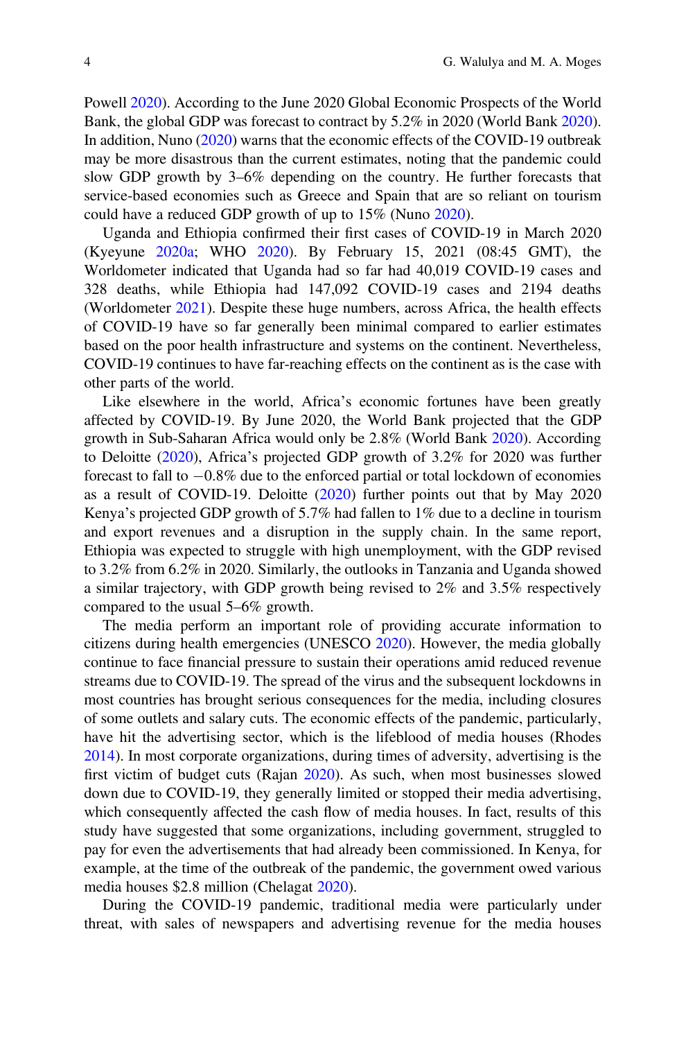Powell 2020). According to the June 2020 Global Economic Prospects of the World Bank, the global GDP was forecast to contract by 5.2% in 2020 (World Bank 2020). In addition, Nuno (2020) warns that the economic effects of the COVID-19 outbreak may be more disastrous than the current estimates, noting that the pandemic could slow GDP growth by 3–6% depending on the country. He further forecasts that service-based economies such as Greece and Spain that are so reliant on tourism could have a reduced GDP growth of up to 15% (Nuno 2020).

Uganda and Ethiopia confirmed their first cases of COVID-19 in March 2020 (Kyeyune 2020a; WHO 2020). By February 15, 2021 (08:45 GMT), the Worldometer indicated that Uganda had so far had 40,019 COVID-19 cases and 328 deaths, while Ethiopia had 147,092 COVID-19 cases and 2194 deaths (Worldometer 2021). Despite these huge numbers, across Africa, the health effects of COVID-19 have so far generally been minimal compared to earlier estimates based on the poor health infrastructure and systems on the continent. Nevertheless, COVID-19 continues to have far-reaching effects on the continent as is the case with other parts of the world.

Like elsewhere in the world, Africa's economic fortunes have been greatly affected by COVID-19. By June 2020, the World Bank projected that the GDP growth in Sub-Saharan Africa would only be 2.8% (World Bank 2020). According to Deloitte (2020), Africa's projected GDP growth of 3.2% for 2020 was further forecast to fall to −0.8% due to the enforced partial or total lockdown of economies as a result of COVID-19. Deloitte (2020) further points out that by May 2020 Kenya's projected GDP growth of 5.7% had fallen to 1% due to a decline in tourism and export revenues and a disruption in the supply chain. In the same report, Ethiopia was expected to struggle with high unemployment, with the GDP revised to 3.2% from 6.2% in 2020. Similarly, the outlooks in Tanzania and Uganda showed a similar trajectory, with GDP growth being revised to 2% and 3.5% respectively compared to the usual 5–6% growth.

The media perform an important role of providing accurate information to citizens during health emergencies (UNESCO 2020). However, the media globally continue to face financial pressure to sustain their operations amid reduced revenue streams due to COVID-19. The spread of the virus and the subsequent lockdowns in most countries has brought serious consequences for the media, including closures of some outlets and salary cuts. The economic effects of the pandemic, particularly, have hit the advertising sector, which is the lifeblood of media houses (Rhodes 2014). In most corporate organizations, during times of adversity, advertising is the first victim of budget cuts (Rajan 2020). As such, when most businesses slowed down due to COVID-19, they generally limited or stopped their media advertising, which consequently affected the cash flow of media houses. In fact, results of this study have suggested that some organizations, including government, struggled to pay for even the advertisements that had already been commissioned. In Kenya, for example, at the time of the outbreak of the pandemic, the government owed various media houses $2.8 million (Chelagat 2020).

During the COVID-19 pandemic, traditional media were particularly under threat, with sales of newspapers and advertising revenue for the media houses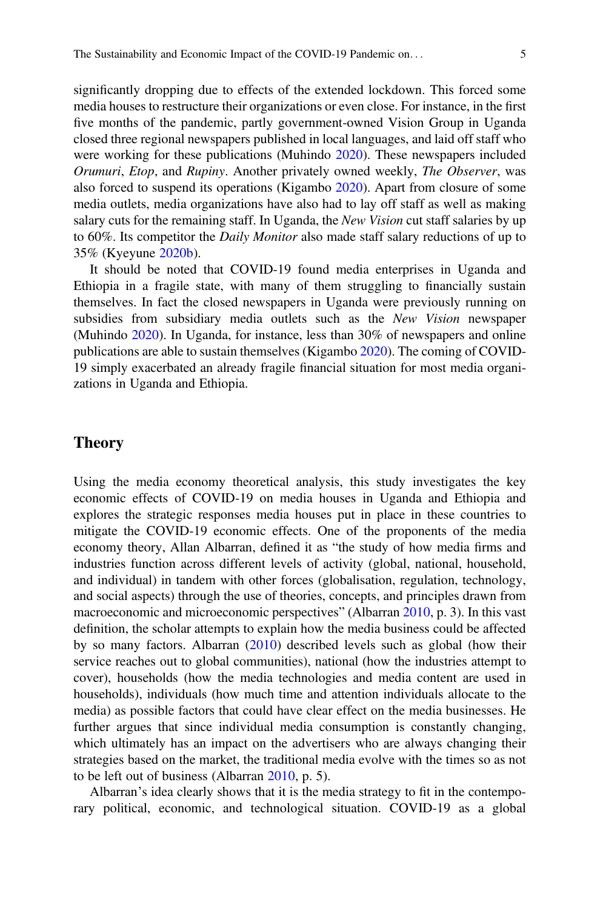significantly dropping due to effects of the extended lockdown. This forced some media houses to restructure their organizations or even close. For instance, in the first five months of the pandemic, partly government-owned Vision Group in Uganda closed three regional newspapers published in local languages, and laid off staff who were working for these publications (Muhindo 2020). These newspapers included *Orumuri*, *Etop*, and *Rupiny*. Another privately owned weekly, *The Observer*, was also forced to suspend its operations (Kigambo 2020). Apart from closure of some media outlets, media organizations have also had to lay off staff as well as making salary cuts for the remaining staff. In Uganda, the *New Vision* cut staff salaries by up to 60%. Its competitor the *Daily Monitor* also made staff salary reductions of up to 35% (Kyeyune 2020b).

It should be noted that COVID-19 found media enterprises in Uganda and Ethiopia in a fragile state, with many of them struggling to financially sustain themselves. In fact the closed newspapers in Uganda were previously running on subsidies from subsidiary media outlets such as the *New Vision* newspaper (Muhindo 2020). In Uganda, for instance, less than 30% of newspapers and online publications are able to sustain themselves (Kigambo 2020). The coming of COVID-19 simply exacerbated an already fragile financial situation for most media organizations in Uganda and Ethiopia.

## Theory

Using the media economy theoretical analysis, this study investigates the key economic effects of COVID-19 on media houses in Uganda and Ethiopia and explores the strategic responses media houses put in place in these countries to mitigate the COVID-19 economic effects. One of the proponents of the media economy theory, Allan Albarran, defined it as "the study of how media firms and industries function across different levels of activity (global, national, household, and individual) in tandem with other forces (globalisation, regulation, technology, and social aspects) through the use of theories, concepts, and principles drawn from macroeconomic and microeconomic perspectives" (Albarran 2010, p. 3). In this vast definition, the scholar attempts to explain how the media business could be affected by so many factors. Albarran (2010) described levels such as global (how their service reaches out to global communities), national (how the industries attempt to cover), households (how the media technologies and media content are used in households), individuals (how much time and attention individuals allocate to the media) as possible factors that could have clear effect on the media businesses. He further argues that since individual media consumption is constantly changing, which ultimately has an impact on the advertisers who are always changing their strategies based on the market, the traditional media evolve with the times so as not to be left out of business (Albarran 2010, p. 5).

Albarran's idea clearly shows that it is the media strategy to fit in the contemporary political, economic, and technological situation. COVID-19 as a global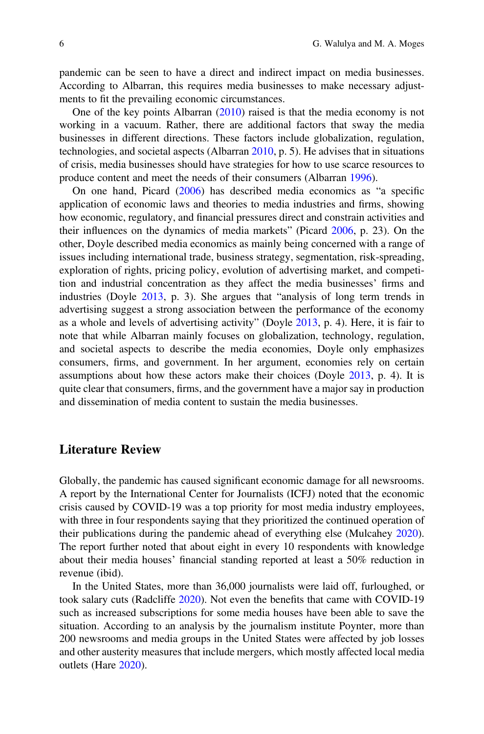pandemic can be seen to have a direct and indirect impact on media businesses. According to Albarran, this requires media businesses to make necessary adjustments to fit the prevailing economic circumstances.

One of the key points Albarran (2010) raised is that the media economy is not working in a vacuum. Rather, there are additional factors that sway the media businesses in different directions. These factors include globalization, regulation, technologies, and societal aspects (Albarran 2010, p. 5). He advises that in situations of crisis, media businesses should have strategies for how to use scarce resources to produce content and meet the needs of their consumers (Albarran 1996).

On one hand, Picard (2006) has described media economics as "a specific application of economic laws and theories to media industries and firms, showing how economic, regulatory, and financial pressures direct and constrain activities and their influences on the dynamics of media markets" (Picard 2006, p. 23). On the other, Doyle described media economics as mainly being concerned with a range of issues including international trade, business strategy, segmentation, risk-spreading, exploration of rights, pricing policy, evolution of advertising market, and competition and industrial concentration as they affect the media businesses' firms and industries (Doyle 2013, p. 3). She argues that "analysis of long term trends in advertising suggest a strong association between the performance of the economy as a whole and levels of advertising activity" (Doyle 2013, p. 4). Here, it is fair to note that while Albarran mainly focuses on globalization, technology, regulation, and societal aspects to describe the media economies, Doyle only emphasizes consumers, firms, and government. In her argument, economies rely on certain assumptions about how these actors make their choices (Doyle 2013, p. 4). It is quite clear that consumers, firms, and the government have a major say in production and dissemination of media content to sustain the media businesses.

## Literature Review

Globally, the pandemic has caused significant economic damage for all newsrooms. A report by the International Center for Journalists (ICFJ) noted that the economic crisis caused by COVID-19 was a top priority for most media industry employees, with three in four respondents saying that they prioritized the continued operation of their publications during the pandemic ahead of everything else (Mulcahey 2020). The report further noted that about eight in every 10 respondents with knowledge about their media houses' financial standing reported at least a 50% reduction in revenue (ibid).

In the United States, more than 36,000 journalists were laid off, furloughed, or took salary cuts (Radcliffe 2020). Not even the benefits that came with COVID-19 such as increased subscriptions for some media houses have been able to save the situation. According to an analysis by the journalism institute Poynter, more than 200 newsrooms and media groups in the United States were affected by job losses and other austerity measures that include mergers, which mostly affected local media outlets (Hare 2020).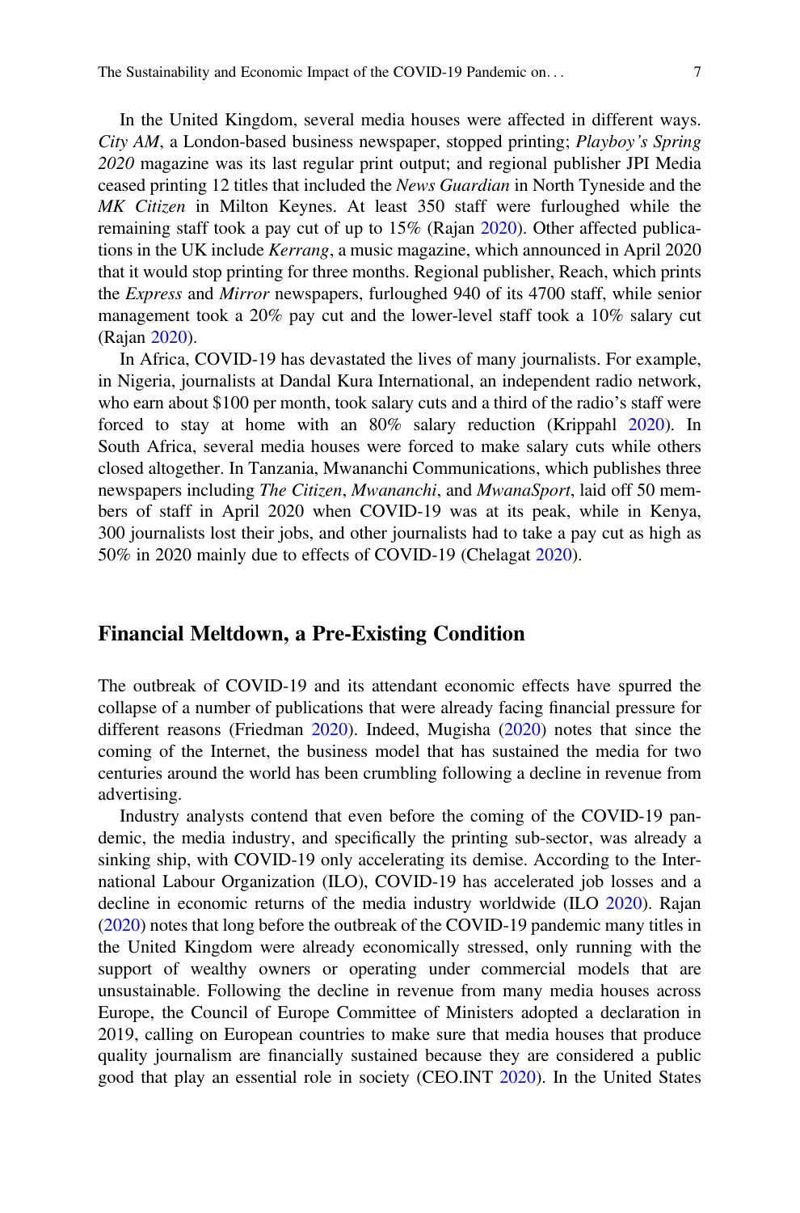In the United Kingdom, several media houses were affected in different ways. *City AM*, a London-based business newspaper, stopped printing; *Playboy's Spring 2020* magazine was its last regular print output; and regional publisher JPI Media ceased printing 12 titles that included the *News Guardian* in North Tyneside and the *MK Citizen* in Milton Keynes. At least 350 staff were furloughed while the remaining staff took a pay cut of up to 15% (Rajan 2020). Other affected publications in the UK include *Kerrang*, a music magazine, which announced in April 2020 that it would stop printing for three months. Regional publisher, Reach, which prints the *Express* and *Mirror* newspapers, furloughed 940 of its 4700 staff, while senior management took a 20% pay cut and the lower-level staff took a 10% salary cut (Rajan 2020).

In Africa, COVID-19 has devastated the lives of many journalists. For example, in Nigeria, journalists at Dandal Kura International, an independent radio network, who earn about $100 per month, took salary cuts and a third of the radio's staff were forced to stay at home with an 80% salary reduction (Krippahl 2020). In South Africa, several media houses were forced to make salary cuts while others closed altogether. In Tanzania, Mwananchi Communications, which publishes three newspapers including *The Citizen*, *Mwananchi*, and *MwanaSport*, laid off 50 members of staff in April 2020 when COVID-19 was at its peak, while in Kenya, 300 journalists lost their jobs, and other journalists had to take a pay cut as high as 50% in 2020 mainly due to effects of COVID-19 (Chelagat 2020).

## Financial Meltdown, a Pre-Existing Condition

The outbreak of COVID-19 and its attendant economic effects have spurred the collapse of a number of publications that were already facing financial pressure for different reasons (Friedman 2020). Indeed, Mugisha (2020) notes that since the coming of the Internet, the business model that has sustained the media for two centuries around the world has been crumbling following a decline in revenue from advertising.

Industry analysts contend that even before the coming of the COVID-19 pandemic, the media industry, and specifically the printing sub-sector, was already a sinking ship, with COVID-19 only accelerating its demise. According to the International Labour Organization (ILO), COVID-19 has accelerated job losses and a decline in economic returns of the media industry worldwide (ILO 2020). Rajan (2020) notes that long before the outbreak of the COVID-19 pandemic many titles in the United Kingdom were already economically stressed, only running with the support of wealthy owners or operating under commercial models that are unsustainable. Following the decline in revenue from many media houses across Europe, the Council of Europe Committee of Ministers adopted a declaration in 2019, calling on European countries to make sure that media houses that produce quality journalism are financially sustained because they are considered a public good that play an essential role in society (CEO.INT 2020). In the United States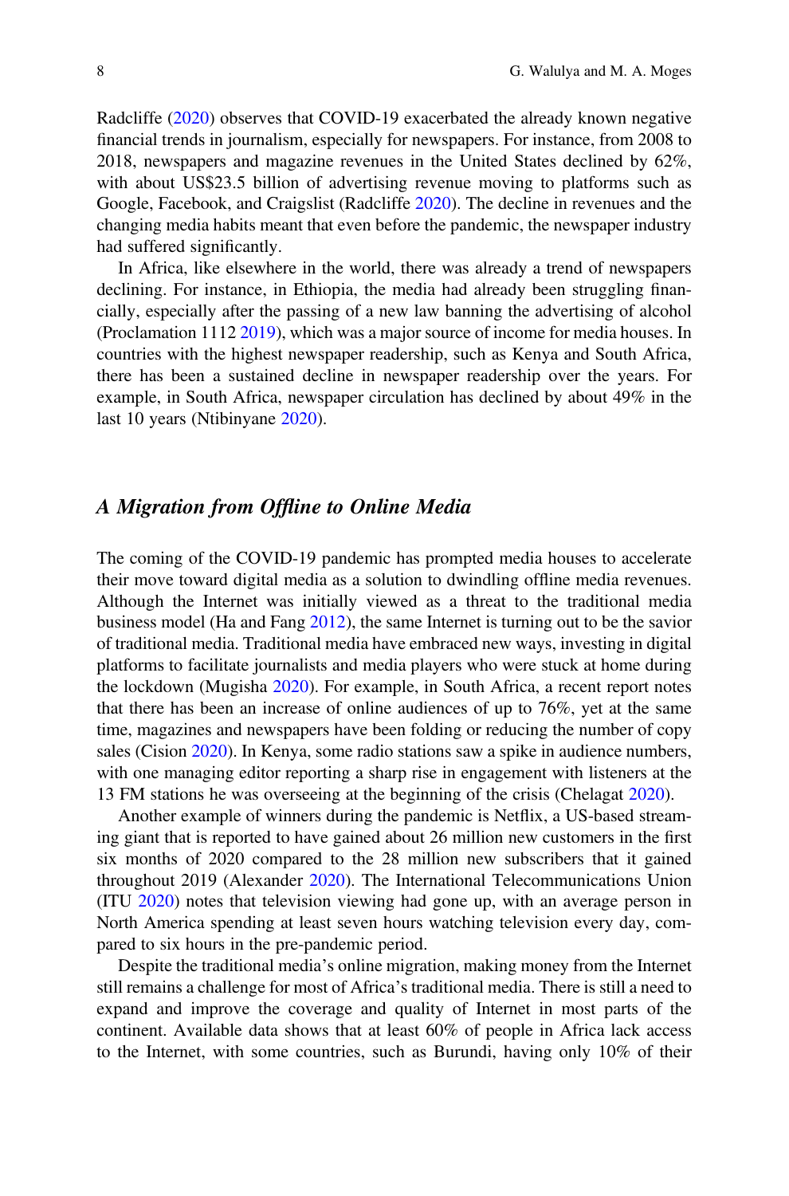Radcliffe (2020) observes that COVID-19 exacerbated the already known negative financial trends in journalism, especially for newspapers. For instance, from 2008 to 2018, newspapers and magazine revenues in the United States declined by 62%, with about US$23.5 billion of advertising revenue moving to platforms such as Google, Facebook, and Craigslist (Radcliffe 2020). The decline in revenues and the changing media habits meant that even before the pandemic, the newspaper industry had suffered significantly.

In Africa, like elsewhere in the world, there was already a trend of newspapers declining. For instance, in Ethiopia, the media had already been struggling financially, especially after the passing of a new law banning the advertising of alcohol (Proclamation 1112 2019), which was a major source of income for media houses. In countries with the highest newspaper readership, such as Kenya and South Africa, there has been a sustained decline in newspaper readership over the years. For example, in South Africa, newspaper circulation has declined by about 49% in the last 10 years (Ntibinyane 2020).

## *A Migration from Offline to Online Media*

The coming of the COVID-19 pandemic has prompted media houses to accelerate their move toward digital media as a solution to dwindling offline media revenues. Although the Internet was initially viewed as a threat to the traditional media business model (Ha and Fang 2012), the same Internet is turning out to be the savior of traditional media. Traditional media have embraced new ways, investing in digital platforms to facilitate journalists and media players who were stuck at home during the lockdown (Mugisha 2020). For example, in South Africa, a recent report notes that there has been an increase of online audiences of up to 76%, yet at the same time, magazines and newspapers have been folding or reducing the number of copy sales (Cision 2020). In Kenya, some radio stations saw a spike in audience numbers, with one managing editor reporting a sharp rise in engagement with listeners at the 13 FM stations he was overseeing at the beginning of the crisis (Chelagat 2020).

Another example of winners during the pandemic is Netflix, a US-based streaming giant that is reported to have gained about 26 million new customers in the first six months of 2020 compared to the 28 million new subscribers that it gained throughout 2019 (Alexander 2020). The International Telecommunications Union (ITU 2020) notes that television viewing had gone up, with an average person in North America spending at least seven hours watching television every day, compared to six hours in the pre-pandemic period.

Despite the traditional media's online migration, making money from the Internet still remains a challenge for most of Africa's traditional media. There is still a need to expand and improve the coverage and quality of Internet in most parts of the continent. Available data shows that at least 60% of people in Africa lack access to the Internet, with some countries, such as Burundi, having only 10% of their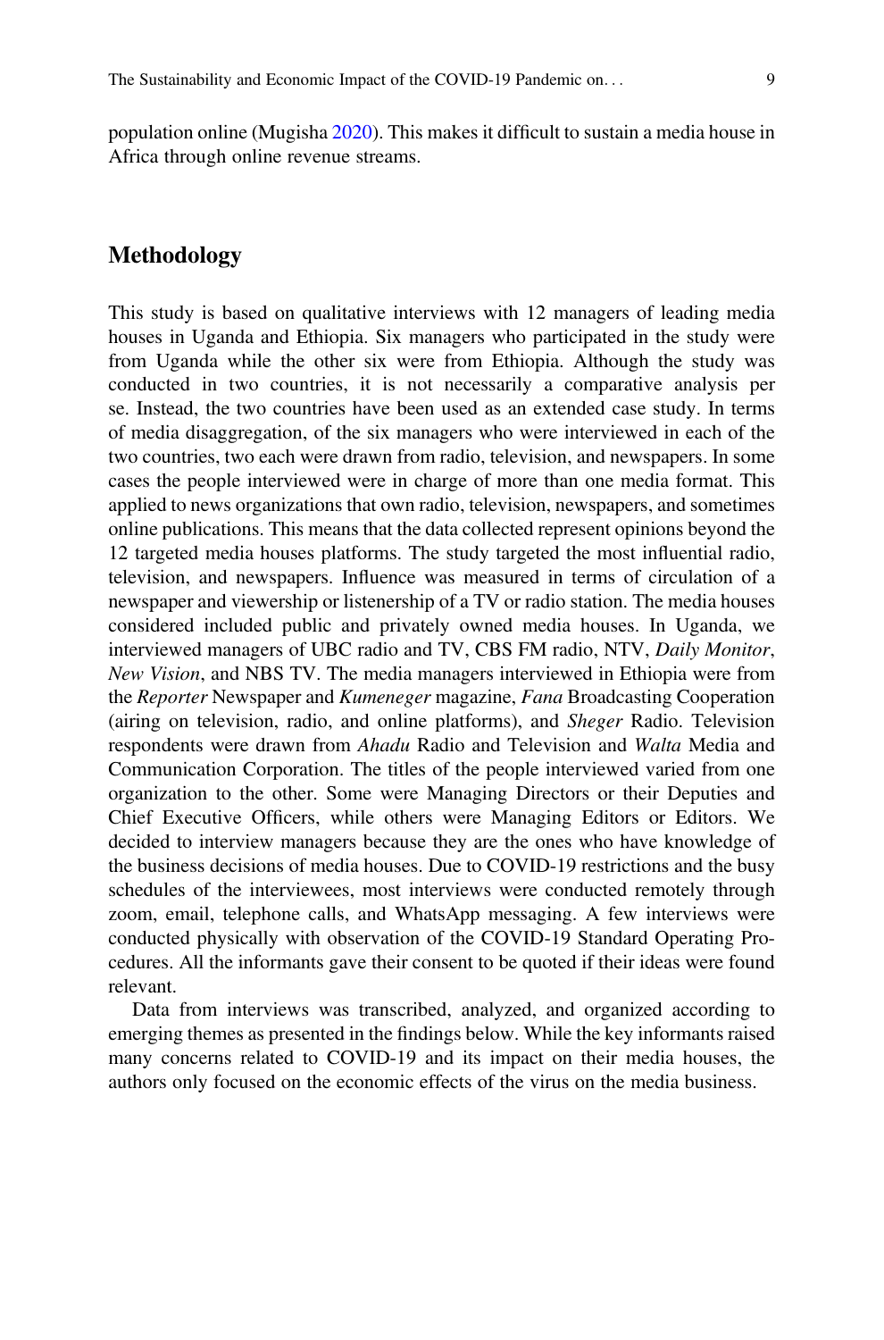population online (Mugisha 2020). This makes it difficult to sustain a media house in Africa through online revenue streams.

## Methodology

This study is based on qualitative interviews with 12 managers of leading media houses in Uganda and Ethiopia. Six managers who participated in the study were from Uganda while the other six were from Ethiopia. Although the study was conducted in two countries, it is not necessarily a comparative analysis per se. Instead, the two countries have been used as an extended case study. In terms of media disaggregation, of the six managers who were interviewed in each of the two countries, two each were drawn from radio, television, and newspapers. In some cases the people interviewed were in charge of more than one media format. This applied to news organizations that own radio, television, newspapers, and sometimes online publications. This means that the data collected represent opinions beyond the 12 targeted media houses platforms. The study targeted the most influential radio, television, and newspapers. Influence was measured in terms of circulation of a newspaper and viewership or listenership of a TV or radio station. The media houses considered included public and privately owned media houses. In Uganda, we interviewed managers of UBC radio and TV, CBS FM radio, NTV, *Daily Monitor*, *New Vision*, and NBS TV. The media managers interviewed in Ethiopia were from the *Reporter* Newspaper and *Kumeneger* magazine, *Fana* Broadcasting Cooperation (airing on television, radio, and online platforms), and *Sheger* Radio. Television respondents were drawn from *Ahadu* Radio and Television and *Walta* Media and Communication Corporation. The titles of the people interviewed varied from one organization to the other. Some were Managing Directors or their Deputies and Chief Executive Officers, while others were Managing Editors or Editors. We decided to interview managers because they are the ones who have knowledge of the business decisions of media houses. Due to COVID-19 restrictions and the busy schedules of the interviewees, most interviews were conducted remotely through zoom, email, telephone calls, and WhatsApp messaging. A few interviews were conducted physically with observation of the COVID-19 Standard Operating Procedures. All the informants gave their consent to be quoted if their ideas were found relevant.

Data from interviews was transcribed, analyzed, and organized according to emerging themes as presented in the findings below. While the key informants raised many concerns related to COVID-19 and its impact on their media houses, the authors only focused on the economic effects of the virus on the media business.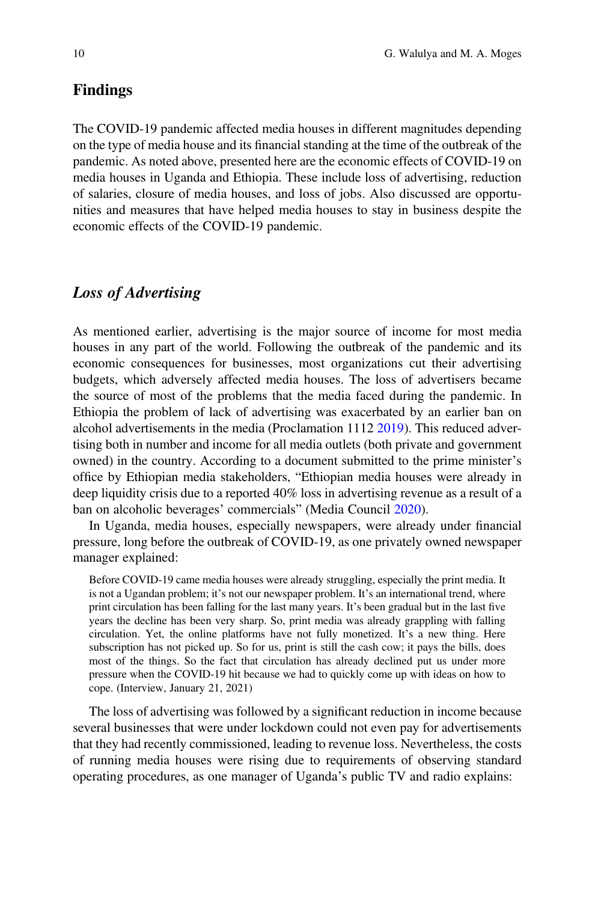## Findings

The COVID-19 pandemic affected media houses in different magnitudes depending on the type of media house and its financial standing at the time of the outbreak of the pandemic. As noted above, presented here are the economic effects of COVID-19 on media houses in Uganda and Ethiopia. These include loss of advertising, reduction of salaries, closure of media houses, and loss of jobs. Also discussed are opportunities and measures that have helped media houses to stay in business despite the economic effects of the COVID-19 pandemic.

### *Loss of Advertising*

As mentioned earlier, advertising is the major source of income for most media houses in any part of the world. Following the outbreak of the pandemic and its economic consequences for businesses, most organizations cut their advertising budgets, which adversely affected media houses. The loss of advertisers became the source of most of the problems that the media faced during the pandemic. In Ethiopia the problem of lack of advertising was exacerbated by an earlier ban on alcohol advertisements in the media (Proclamation 1112 2019). This reduced advertising both in number and income for all media outlets (both private and government owned) in the country. According to a document submitted to the prime minister's office by Ethiopian media stakeholders, "Ethiopian media houses were already in deep liquidity crisis due to a reported 40% loss in advertising revenue as a result of a ban on alcoholic beverages' commercials" (Media Council 2020).

In Uganda, media houses, especially newspapers, were already under financial pressure, long before the outbreak of COVID-19, as one privately owned newspaper manager explained:

> Before COVID-19 came media houses were already struggling, especially the print media. It is not a Ugandan problem; it's not our newspaper problem. It's an international trend, where print circulation has been falling for the last many years. It's been gradual but in the last five years the decline has been very sharp. So, print media was already grappling with falling circulation. Yet, the online platforms have not fully monetized. It's a new thing. Here subscription has not picked up. So for us, print is still the cash cow; it pays the bills, does most of the things. So the fact that circulation has already declined put us under more pressure when the COVID-19 hit because we had to quickly come up with ideas on how to cope. (Interview, January 21, 2021)

The loss of advertising was followed by a significant reduction in income because several businesses that were under lockdown could not even pay for advertisements that they had recently commissioned, leading to revenue loss. Nevertheless, the costs of running media houses were rising due to requirements of observing standard operating procedures, as one manager of Uganda's public TV and radio explains: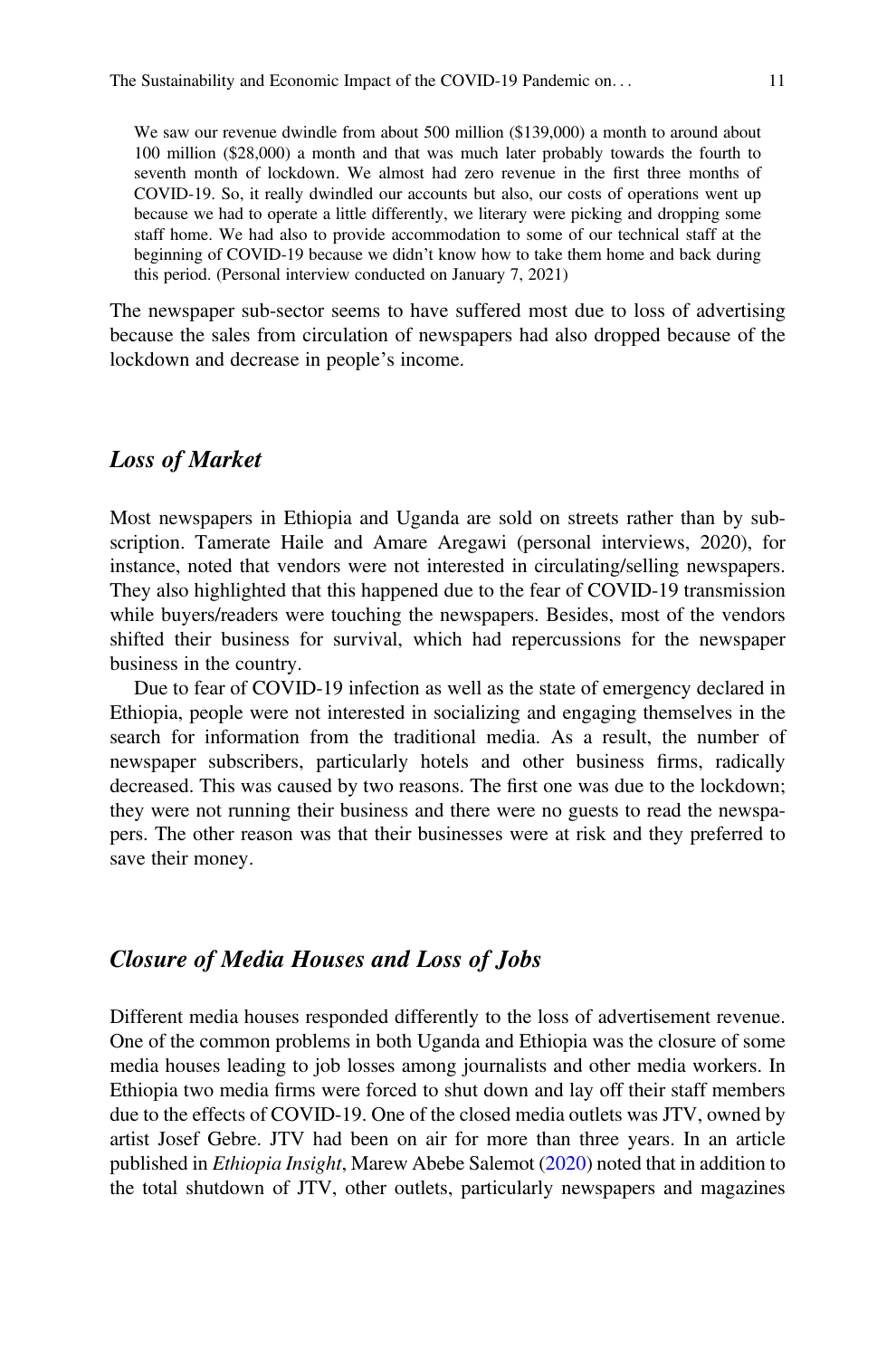> We saw our revenue dwindle from about 500 million ($139,000) a month to around about 100 million ($28,000) a month and that was much later probably towards the fourth to seventh month of lockdown. We almost had zero revenue in the first three months of COVID-19. So, it really dwindled our accounts but also, our costs of operations went up because we had to operate a little differently, we literary were picking and dropping some staff home. We had also to provide accommodation to some of our technical staff at the beginning of COVID-19 because we didn't know how to take them home and back during this period. (Personal interview conducted on January 7, 2021)

The newspaper sub-sector seems to have suffered most due to loss of advertising because the sales from circulation of newspapers had also dropped because of the lockdown and decrease in people's income.

### *Loss of Market*

Most newspapers in Ethiopia and Uganda are sold on streets rather than by subscription. Tamerate Haile and Amare Aregawi (personal interviews, 2020), for instance, noted that vendors were not interested in circulating/selling newspapers. They also highlighted that this happened due to the fear of COVID-19 transmission while buyers/readers were touching the newspapers. Besides, most of the vendors shifted their business for survival, which had repercussions for the newspaper business in the country.

Due to fear of COVID-19 infection as well as the state of emergency declared in Ethiopia, people were not interested in socializing and engaging themselves in the search for information from the traditional media. As a result, the number of newspaper subscribers, particularly hotels and other business firms, radically decreased. This was caused by two reasons. The first one was due to the lockdown; they were not running their business and there were no guests to read the newspapers. The other reason was that their businesses were at risk and they preferred to save their money.

### *Closure of Media Houses and Loss of Jobs*

Different media houses responded differently to the loss of advertisement revenue. One of the common problems in both Uganda and Ethiopia was the closure of some media houses leading to job losses among journalists and other media workers. In Ethiopia two media firms were forced to shut down and lay off their staff members due to the effects of COVID-19. One of the closed media outlets was JTV, owned by artist Josef Gebre. JTV had been on air for more than three years. In an article published in *Ethiopia Insight*, Marew Abebe Salemot (2020) noted that in addition to the total shutdown of JTV, other outlets, particularly newspapers and magazines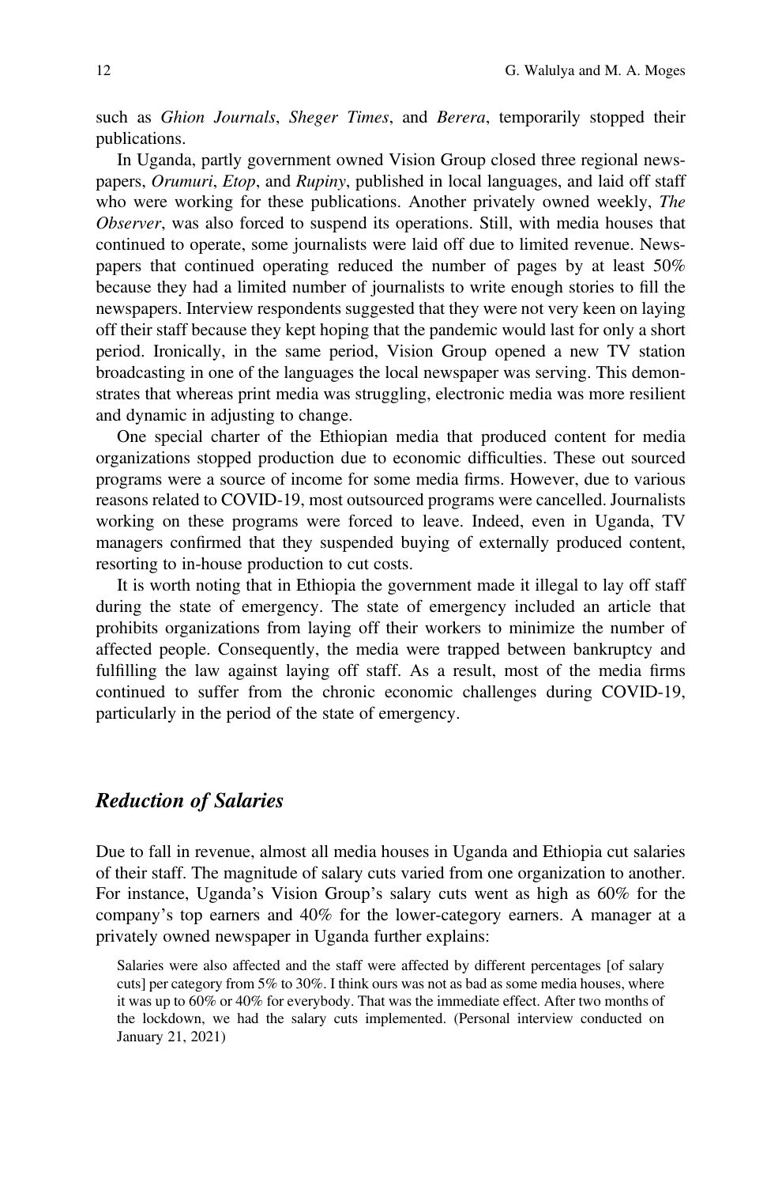such as *Ghion Journals*, *Sheger Times*, and *Berera*, temporarily stopped their publications.

In Uganda, partly government owned Vision Group closed three regional newspapers, *Orumuri*, *Etop*, and *Rupiny*, published in local languages, and laid off staff who were working for these publications. Another privately owned weekly, *The Observer*, was also forced to suspend its operations. Still, with media houses that continued to operate, some journalists were laid off due to limited revenue. Newspapers that continued operating reduced the number of pages by at least 50% because they had a limited number of journalists to write enough stories to fill the newspapers. Interview respondents suggested that they were not very keen on laying off their staff because they kept hoping that the pandemic would last for only a short period. Ironically, in the same period, Vision Group opened a new TV station broadcasting in one of the languages the local newspaper was serving. This demonstrates that whereas print media was struggling, electronic media was more resilient and dynamic in adjusting to change.

One special charter of the Ethiopian media that produced content for media organizations stopped production due to economic difficulties. These out sourced programs were a source of income for some media firms. However, due to various reasons related to COVID-19, most outsourced programs were cancelled. Journalists working on these programs were forced to leave. Indeed, even in Uganda, TV managers confirmed that they suspended buying of externally produced content, resorting to in-house production to cut costs.

It is worth noting that in Ethiopia the government made it illegal to lay off staff during the state of emergency. The state of emergency included an article that prohibits organizations from laying off their workers to minimize the number of affected people. Consequently, the media were trapped between bankruptcy and fulfilling the law against laying off staff. As a result, most of the media firms continued to suffer from the chronic economic challenges during COVID-19, particularly in the period of the state of emergency.

## *Reduction of Salaries*

Due to fall in revenue, almost all media houses in Uganda and Ethiopia cut salaries of their staff. The magnitude of salary cuts varied from one organization to another. For instance, Uganda's Vision Group's salary cuts went as high as 60% for the company's top earners and 40% for the lower-category earners. A manager at a privately owned newspaper in Uganda further explains:

> Salaries were also affected and the staff were affected by different percentages [of salary cuts] per category from 5% to 30%. I think ours was not as bad as some media houses, where it was up to 60% or 40% for everybody. That was the immediate effect. After two months of the lockdown, we had the salary cuts implemented. (Personal interview conducted on January 21, 2021)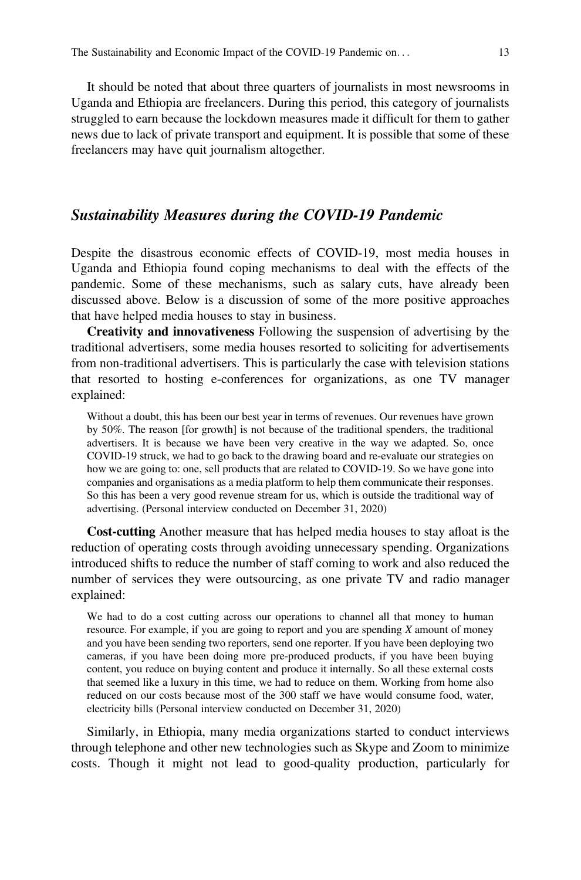It should be noted that about three quarters of journalists in most newsrooms in Uganda and Ethiopia are freelancers. During this period, this category of journalists struggled to earn because the lockdown measures made it difficult for them to gather news due to lack of private transport and equipment. It is possible that some of these freelancers may have quit journalism altogether.

### *Sustainability Measures during the COVID-19 Pandemic*

Despite the disastrous economic effects of COVID-19, most media houses in Uganda and Ethiopia found coping mechanisms to deal with the effects of the pandemic. Some of these mechanisms, such as salary cuts, have already been discussed above. Below is a discussion of some of the more positive approaches that have helped media houses to stay in business.

**Creativity and innovativeness** Following the suspension of advertising by the traditional advertisers, some media houses resorted to soliciting for advertisements from non-traditional advertisers. This is particularly the case with television stations that resorted to hosting e-conferences for organizations, as one TV manager explained:

> Without a doubt, this has been our best year in terms of revenues. Our revenues have grown by 50%. The reason [for growth] is not because of the traditional spenders, the traditional advertisers. It is because we have been very creative in the way we adapted. So, once COVID-19 struck, we had to go back to the drawing board and re-evaluate our strategies on how we are going to: one, sell products that are related to COVID-19. So we have gone into companies and organisations as a media platform to help them communicate their responses. So this has been a very good revenue stream for us, which is outside the traditional way of advertising. (Personal interview conducted on December 31, 2020)

**Cost-cutting** Another measure that has helped media houses to stay afloat is the reduction of operating costs through avoiding unnecessary spending. Organizations introduced shifts to reduce the number of staff coming to work and also reduced the number of services they were outsourcing, as one private TV and radio manager explained:

> We had to do a cost cutting across our operations to channel all that money to human resource. For example, if you are going to report and you are spending *X* amount of money and you have been sending two reporters, send one reporter. If you have been deploying two cameras, if you have been doing more pre-produced products, if you have been buying content, you reduce on buying content and produce it internally. So all these external costs that seemed like a luxury in this time, we had to reduce on them. Working from home also reduced on our costs because most of the 300 staff we have would consume food, water, electricity bills (Personal interview conducted on December 31, 2020)

Similarly, in Ethiopia, many media organizations started to conduct interviews through telephone and other new technologies such as Skype and Zoom to minimize costs. Though it might not lead to good-quality production, particularly for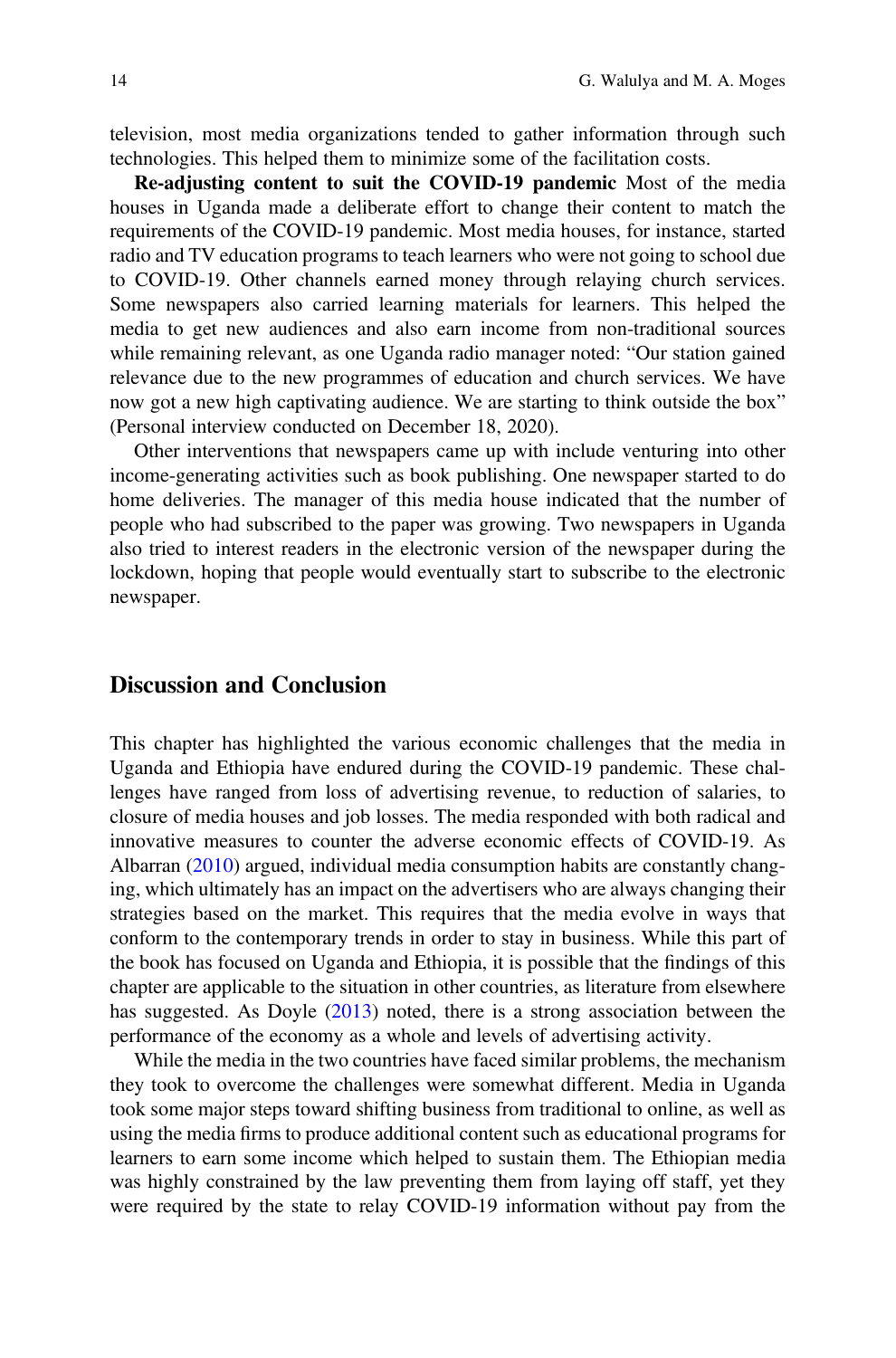television, most media organizations tended to gather information through such technologies. This helped them to minimize some of the facilitation costs.

**Re-adjusting content to suit the COVID-19 pandemic** Most of the media houses in Uganda made a deliberate effort to change their content to match the requirements of the COVID-19 pandemic. Most media houses, for instance, started radio and TV education programs to teach learners who were not going to school due to COVID-19. Other channels earned money through relaying church services. Some newspapers also carried learning materials for learners. This helped the media to get new audiences and also earn income from non-traditional sources while remaining relevant, as one Uganda radio manager noted: "Our station gained relevance due to the new programmes of education and church services. We have now got a new high captivating audience. We are starting to think outside the box" (Personal interview conducted on December 18, 2020).

Other interventions that newspapers came up with include venturing into other income-generating activities such as book publishing. One newspaper started to do home deliveries. The manager of this media house indicated that the number of people who had subscribed to the paper was growing. Two newspapers in Uganda also tried to interest readers in the electronic version of the newspaper during the lockdown, hoping that people would eventually start to subscribe to the electronic newspaper.

## Discussion and Conclusion

This chapter has highlighted the various economic challenges that the media in Uganda and Ethiopia have endured during the COVID-19 pandemic. These challenges have ranged from loss of advertising revenue, to reduction of salaries, to closure of media houses and job losses. The media responded with both radical and innovative measures to counter the adverse economic effects of COVID-19. As Albarran (2010) argued, individual media consumption habits are constantly changing, which ultimately has an impact on the advertisers who are always changing their strategies based on the market. This requires that the media evolve in ways that conform to the contemporary trends in order to stay in business. While this part of the book has focused on Uganda and Ethiopia, it is possible that the findings of this chapter are applicable to the situation in other countries, as literature from elsewhere has suggested. As Doyle (2013) noted, there is a strong association between the performance of the economy as a whole and levels of advertising activity.

While the media in the two countries have faced similar problems, the mechanism they took to overcome the challenges were somewhat different. Media in Uganda took some major steps toward shifting business from traditional to online, as well as using the media firms to produce additional content such as educational programs for learners to earn some income which helped to sustain them. The Ethiopian media was highly constrained by the law preventing them from laying off staff, yet they were required by the state to relay COVID-19 information without pay from the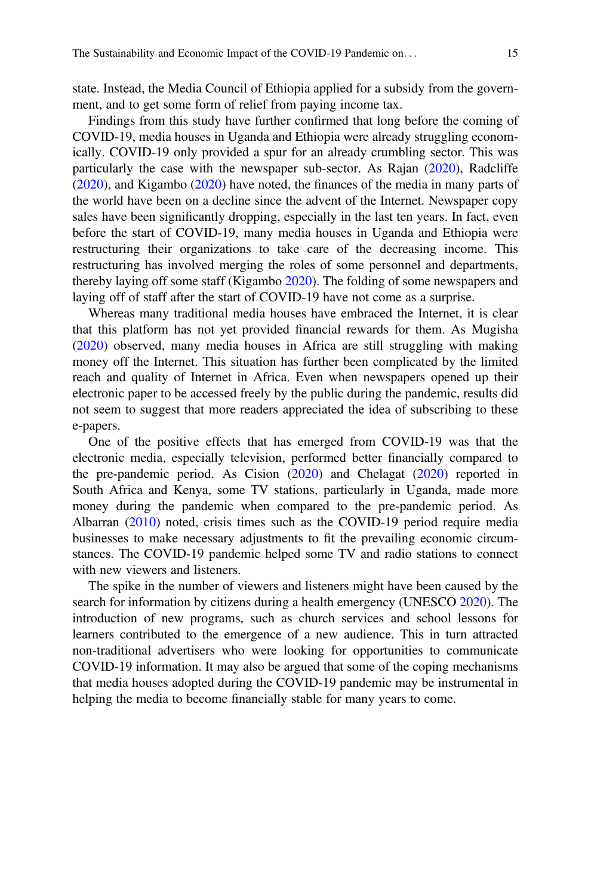state. Instead, the Media Council of Ethiopia applied for a subsidy from the government, and to get some form of relief from paying income tax.

Findings from this study have further confirmed that long before the coming of COVID-19, media houses in Uganda and Ethiopia were already struggling economically. COVID-19 only provided a spur for an already crumbling sector. This was particularly the case with the newspaper sub-sector. As Rajan (2020), Radcliffe (2020), and Kigambo (2020) have noted, the finances of the media in many parts of the world have been on a decline since the advent of the Internet. Newspaper copy sales have been significantly dropping, especially in the last ten years. In fact, even before the start of COVID-19, many media houses in Uganda and Ethiopia were restructuring their organizations to take care of the decreasing income. This restructuring has involved merging the roles of some personnel and departments, thereby laying off some staff (Kigambo 2020). The folding of some newspapers and laying off of staff after the start of COVID-19 have not come as a surprise.

Whereas many traditional media houses have embraced the Internet, it is clear that this platform has not yet provided financial rewards for them. As Mugisha (2020) observed, many media houses in Africa are still struggling with making money off the Internet. This situation has further been complicated by the limited reach and quality of Internet in Africa. Even when newspapers opened up their electronic paper to be accessed freely by the public during the pandemic, results did not seem to suggest that more readers appreciated the idea of subscribing to these e-papers.

One of the positive effects that has emerged from COVID-19 was that the electronic media, especially television, performed better financially compared to the pre-pandemic period. As Cision (2020) and Chelagat (2020) reported in South Africa and Kenya, some TV stations, particularly in Uganda, made more money during the pandemic when compared to the pre-pandemic period. As Albarran (2010) noted, crisis times such as the COVID-19 period require media businesses to make necessary adjustments to fit the prevailing economic circumstances. The COVID-19 pandemic helped some TV and radio stations to connect with new viewers and listeners.

The spike in the number of viewers and listeners might have been caused by the search for information by citizens during a health emergency (UNESCO 2020). The introduction of new programs, such as church services and school lessons for learners contributed to the emergence of a new audience. This in turn attracted non-traditional advertisers who were looking for opportunities to communicate COVID-19 information. It may also be argued that some of the coping mechanisms that media houses adopted during the COVID-19 pandemic may be instrumental in helping the media to become financially stable for many years to come.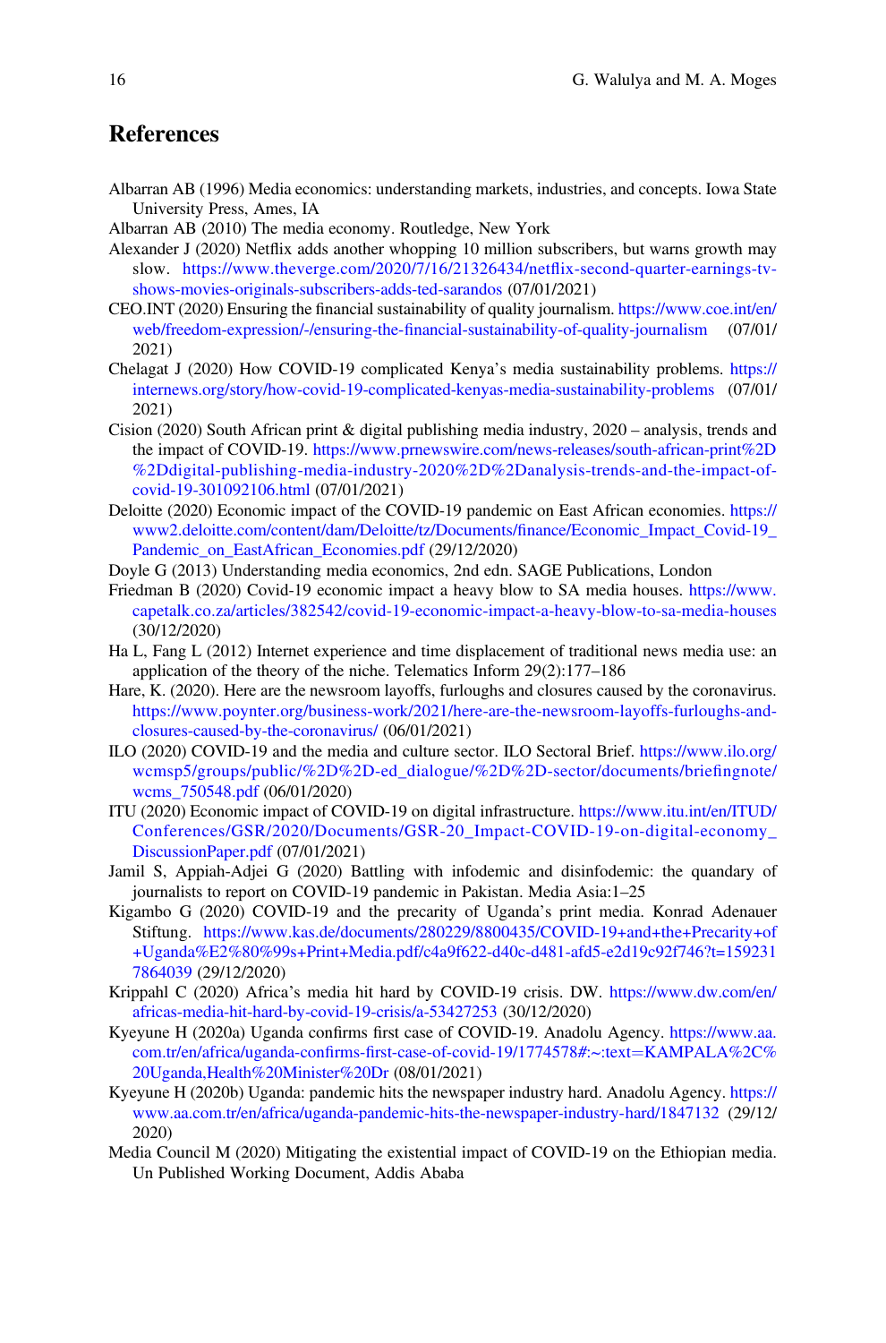## References

Albarran AB (1996) Media economics: understanding markets, industries, and concepts. Iowa State University Press, Ames, IA

Albarran AB (2010) The media economy. Routledge, New York

Alexander J (2020) Netflix adds another whopping 10 million subscribers, but warns growth may slow. https://www.theverge.com/2020/7/16/21326434/netflix-second-quarter-earnings-tv-shows-movies-originals-subscribers-adds-ted-sarandos (07/01/2021)

CEO.INT (2020) Ensuring the financial sustainability of quality journalism. https://www.coe.int/en/web/freedom-expression/-/ensuring-the-financial-sustainability-of-quality-journalism (07/01/2021)

Chelagat J (2020) How COVID-19 complicated Kenya's media sustainability problems. https://internews.org/story/how-covid-19-complicated-kenyas-media-sustainability-problems (07/01/2021)

Cision (2020) South African print & digital publishing media industry, 2020 – analysis, trends and the impact of COVID-19. https://www.prnewswire.com/news-releases/south-african-print%2D%2Ddigital-publishing-media-industry-2020%2D%2Danalysis-trends-and-the-impact-of-covid-19-301092106.html (07/01/2021)

Deloitte (2020) Economic impact of the COVID-19 pandemic on East African economies. https://www2.deloitte.com/content/dam/Deloitte/tz/Documents/finance/Economic_Impact_Covid-19_Pandemic_on_EastAfrican_Economies.pdf (29/12/2020)

Doyle G (2013) Understanding media economics, 2nd edn. SAGE Publications, London

Friedman B (2020) Covid-19 economic impact a heavy blow to SA media houses. https://www.capetalk.co.za/articles/382542/covid-19-economic-impact-a-heavy-blow-to-sa-media-houses (30/12/2020)

Ha L, Fang L (2012) Internet experience and time displacement of traditional news media use: an application of the theory of the niche. Telematics Inform 29(2):177–186

Hare, K. (2020). Here are the newsroom layoffs, furloughs and closures caused by the coronavirus. https://www.poynter.org/business-work/2021/here-are-the-newsroom-layoffs-furloughs-and-closures-caused-by-the-coronavirus/ (06/01/2021)

ILO (2020) COVID-19 and the media and culture sector. ILO Sectoral Brief. https://www.ilo.org/wcmsp5/groups/public/%2D%2D-ed_dialogue/%2D%2D-sector/documents/briefingnote/wcms_750548.pdf (06/01/2020)

ITU (2020) Economic impact of COVID-19 on digital infrastructure. https://www.itu.int/en/ITUD/Conferences/GSR/2020/Documents/GSR-20_Impact-COVID-19-on-digital-economy_DiscussionPaper.pdf (07/01/2021)

Jamil S, Appiah-Adjei G (2020) Battling with infodemic and disinfodemic: the quandary of journalists to report on COVID-19 pandemic in Pakistan. Media Asia:1–25

Kigambo G (2020) COVID-19 and the precarity of Uganda's print media. Konrad Adenauer Stiftung. https://www.kas.de/documents/280229/8800435/COVID-19+and+the+Precarity+of+Uganda%E2%80%99s+Print+Media.pdf/c4a9f622-d40c-d481-afd5-e2d19c92f746?t=1592317864039 (29/12/2020)

Krippahl C (2020) Africa's media hit hard by COVID-19 crisis. DW. https://www.dw.com/en/africas-media-hit-hard-by-covid-19-crisis/a-53427253 (30/12/2020)

Kyeyune H (2020a) Uganda confirms first case of COVID-19. Anadolu Agency. https://www.aa.com.tr/en/africa/uganda-confirms-first-case-of-covid-19/1774578#:~:text=KAMPALA%2C%20Uganda,Health%20Minister%20Dr (08/01/2021)

Kyeyune H (2020b) Uganda: pandemic hits the newspaper industry hard. Anadolu Agency. https://www.aa.com.tr/en/africa/uganda-pandemic-hits-the-newspaper-industry-hard/1847132 (29/12/2020)

Media Council M (2020) Mitigating the existential impact of COVID-19 on the Ethiopian media. Un Published Working Document, Addis Ababa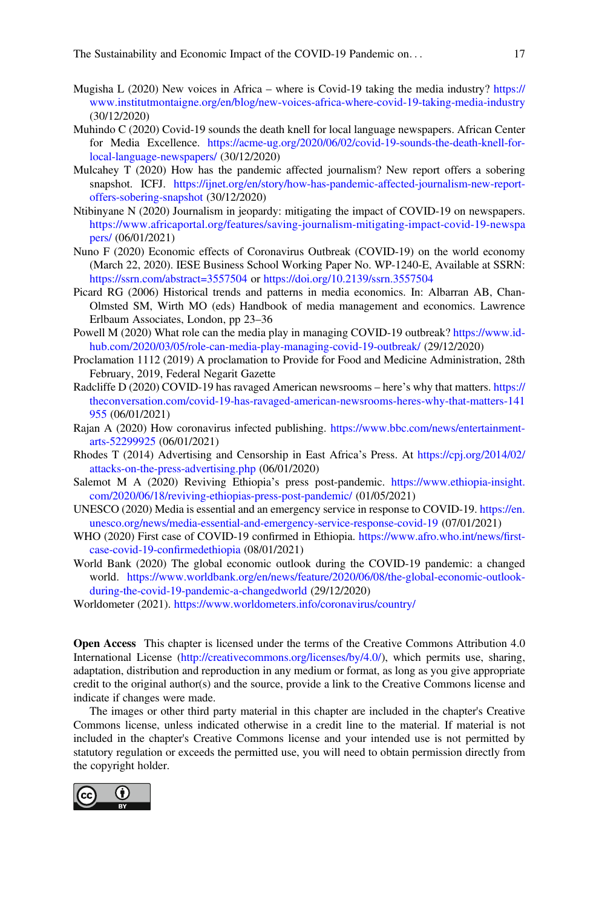Mugisha L (2020) New voices in Africa – where is Covid-19 taking the media industry? https://www.institutmontaigne.org/en/blog/new-voices-africa-where-covid-19-taking-media-industry (30/12/2020)

Muhindo C (2020) Covid-19 sounds the death knell for local language newspapers. African Center for Media Excellence. https://acme-ug.org/2020/06/02/covid-19-sounds-the-death-knell-for-local-language-newspapers/ (30/12/2020)

Mulcahey T (2020) How has the pandemic affected journalism? New report offers a sobering snapshot. ICFJ. https://ijnet.org/en/story/how-has-pandemic-affected-journalism-new-report-offers-sobering-snapshot (30/12/2020)

Ntibinyane N (2020) Journalism in jeopardy: mitigating the impact of COVID-19 on newspapers. https://www.africaportal.org/features/saving-journalism-mitigating-impact-covid-19-newspapers/ (06/01/2021)

Nuno F (2020) Economic effects of Coronavirus Outbreak (COVID-19) on the world economy (March 22, 2020). IESE Business School Working Paper No. WP-1240-E, Available at SSRN: https://ssrn.com/abstract=3557504 or https://doi.org/10.2139/ssrn.3557504

Picard RG (2006) Historical trends and patterns in media economics. In: Albarran AB, Chan-Olmsted SM, Wirth MO (eds) Handbook of media management and economics. Lawrence Erlbaum Associates, London, pp 23–36

Powell M (2020) What role can the media play in managing COVID-19 outbreak? https://www.id-hub.com/2020/03/05/role-can-media-play-managing-covid-19-outbreak/ (29/12/2020)

Proclamation 1112 (2019) A proclamation to Provide for Food and Medicine Administration, 28th February, 2019, Federal Negarit Gazette

Radcliffe D (2020) COVID-19 has ravaged American newsrooms – here's why that matters. https://theconversation.com/covid-19-has-ravaged-american-newsrooms-heres-why-that-matters-141955 (06/01/2021)

Rajan A (2020) How coronavirus infected publishing. https://www.bbc.com/news/entertainment-arts-52299925 (06/01/2021)

Rhodes T (2014) Advertising and Censorship in East Africa's Press. At https://cpj.org/2014/02/attacks-on-the-press-advertising.php (06/01/2020)

Salemot M A (2020) Reviving Ethiopia's press post-pandemic. https://www.ethiopia-insight.com/2020/06/18/reviving-ethiopias-press-post-pandemic/ (01/05/2021)

UNESCO (2020) Media is essential and an emergency service in response to COVID-19. https://en.unesco.org/news/media-essential-and-emergency-service-response-covid-19 (07/01/2021)

WHO (2020) First case of COVID-19 confirmed in Ethiopia. https://www.afro.who.int/news/first-case-covid-19-confirmedethiopia (08/01/2021)

World Bank (2020) The global economic outlook during the COVID-19 pandemic: a changed world. https://www.worldbank.org/en/news/feature/2020/06/08/the-global-economic-outlook-during-the-covid-19-pandemic-a-changedworld (29/12/2020)

Worldometer (2021). https://www.worldometers.info/coronavirus/country/

**Open Access** This chapter is licensed under the terms of the Creative Commons Attribution 4.0 International License (http://creativecommons.org/licenses/by/4.0/), which permits use, sharing, adaptation, distribution and reproduction in any medium or format, as long as you give appropriate credit to the original author(s) and the source, provide a link to the Creative Commons license and indicate if changes were made.

The images or other third party material in this chapter are included in the chapter's Creative Commons license, unless indicated otherwise in a credit line to the material. If material is not included in the chapter's Creative Commons license and your intended use is not permitted by statutory regulation or exceeds the permitted use, you will need to obtain permission directly from the copyright holder.